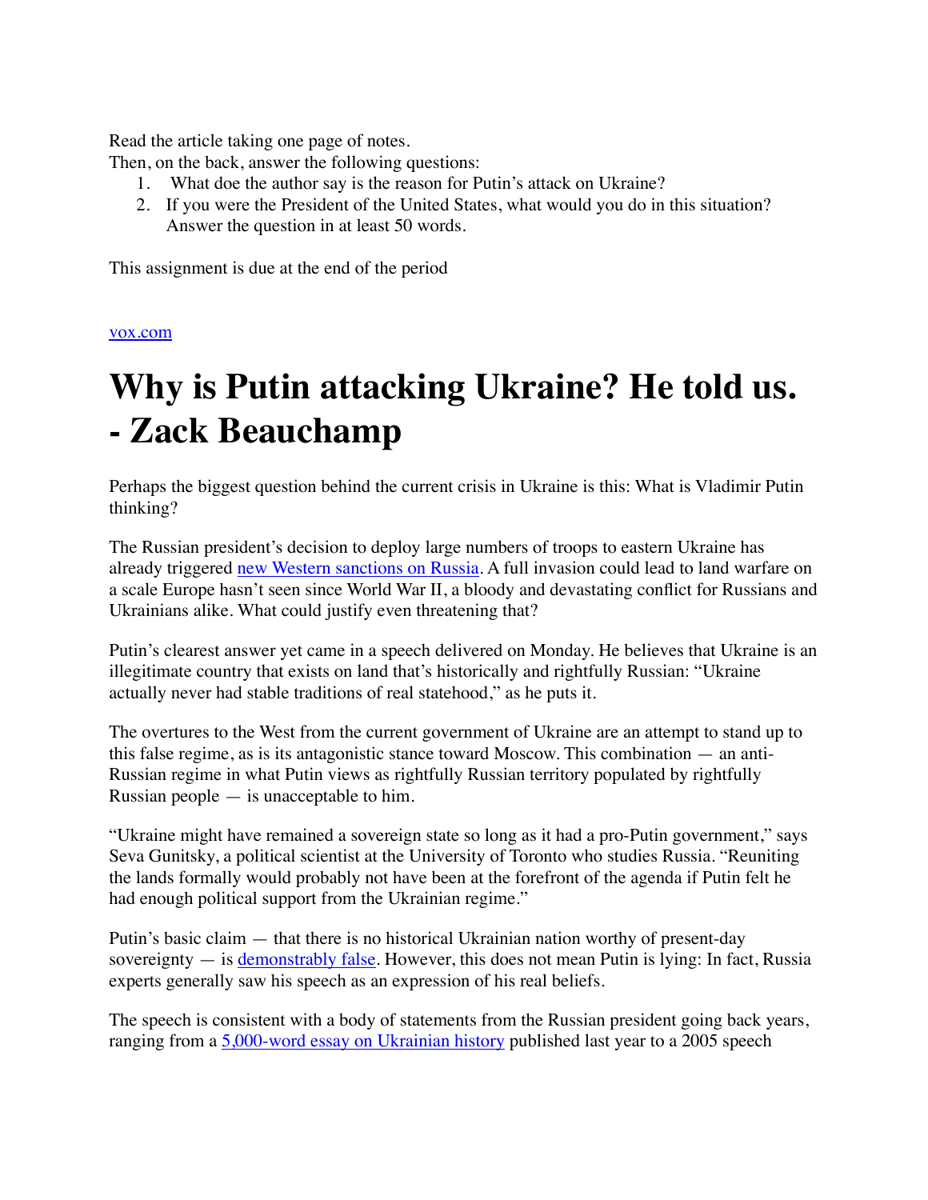Read the article taking one page of notes.
Then, on the back, answer the following questions:

1. What doe the author say is the reason for Putin's attack on Ukraine?
2. If you were the President of the United States, what would you do in this situation? Answer the question in at least 50 words.

This assignment is due at the end of the period

[vox.com](vox.com)

# Why is Putin attacking Ukraine? He told us. - Zack Beauchamp

Perhaps the biggest question behind the current crisis in Ukraine is this: What is Vladimir Putin thinking?

The Russian president's decision to deploy large numbers of troops to eastern Ukraine has already triggered new Western sanctions on Russia. A full invasion could lead to land warfare on a scale Europe hasn't seen since World War II, a bloody and devastating conflict for Russians and Ukrainians alike. What could justify even threatening that?

Putin's clearest answer yet came in a speech delivered on Monday. He believes that Ukraine is an illegitimate country that exists on land that's historically and rightfully Russian: "Ukraine actually never had stable traditions of real statehood," as he puts it.

The overtures to the West from the current government of Ukraine are an attempt to stand up to this false regime, as is its antagonistic stance toward Moscow. This combination — an anti-Russian regime in what Putin views as rightfully Russian territory populated by rightfully Russian people — is unacceptable to him.

"Ukraine might have remained a sovereign state so long as it had a pro-Putin government," says Seva Gunitsky, a political scientist at the University of Toronto who studies Russia. "Reuniting the lands formally would probably not have been at the forefront of the agenda if Putin felt he had enough political support from the Ukrainian regime."

Putin's basic claim — that there is no historical Ukrainian nation worthy of present-day sovereignty — is demonstrably false. However, this does not mean Putin is lying: In fact, Russia experts generally saw his speech as an expression of his real beliefs.

The speech is consistent with a body of statements from the Russian president going back years, ranging from a 5,000-word essay on Ukrainian history published last year to a 2005 speech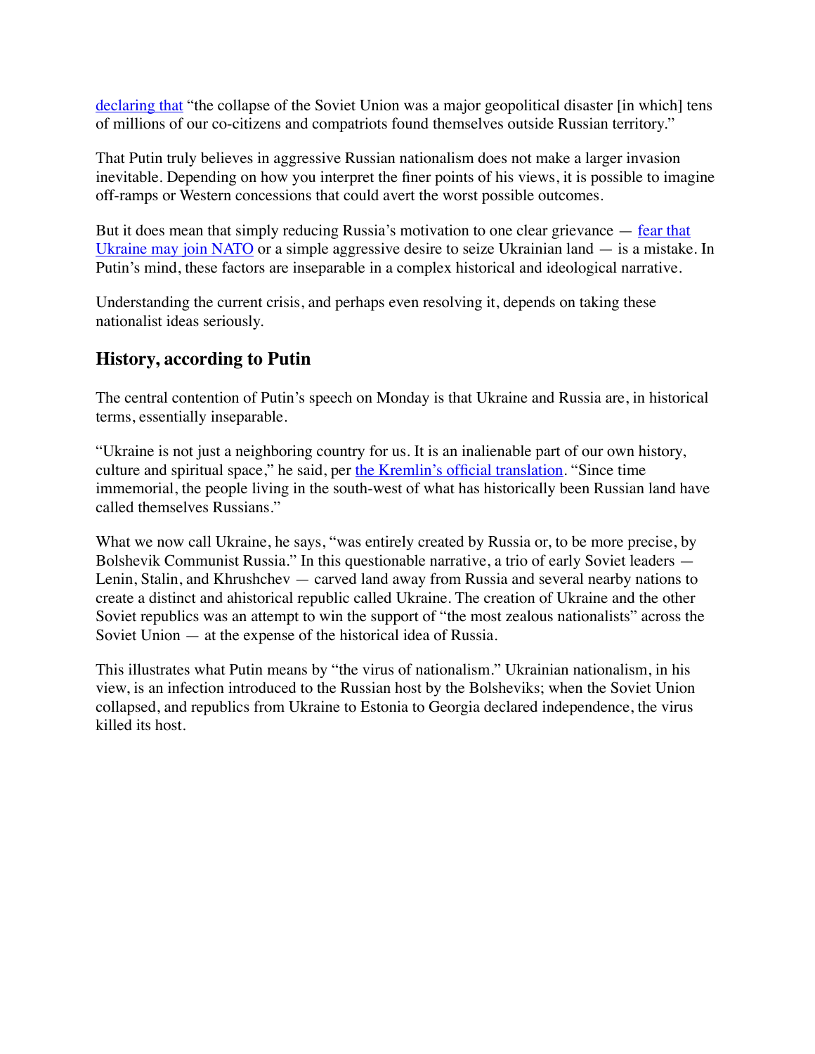declaring that "the collapse of the Soviet Union was a major geopolitical disaster [in which] tens of millions of our co-citizens and compatriots found themselves outside Russian territory."

That Putin truly believes in aggressive Russian nationalism does not make a larger invasion inevitable. Depending on how you interpret the finer points of his views, it is possible to imagine off-ramps or Western concessions that could avert the worst possible outcomes.

But it does mean that simply reducing Russia's motivation to one clear grievance — fear that Ukraine may join NATO or a simple aggressive desire to seize Ukrainian land — is a mistake. In Putin's mind, these factors are inseparable in a complex historical and ideological narrative.

Understanding the current crisis, and perhaps even resolving it, depends on taking these nationalist ideas seriously.

## History, according to Putin

The central contention of Putin's speech on Monday is that Ukraine and Russia are, in historical terms, essentially inseparable.

"Ukraine is not just a neighboring country for us. It is an inalienable part of our own history, culture and spiritual space," he said, per the Kremlin's official translation. "Since time immemorial, the people living in the south-west of what has historically been Russian land have called themselves Russians."

What we now call Ukraine, he says, "was entirely created by Russia or, to be more precise, by Bolshevik Communist Russia." In this questionable narrative, a trio of early Soviet leaders — Lenin, Stalin, and Khrushchev — carved land away from Russia and several nearby nations to create a distinct and ahistorical republic called Ukraine. The creation of Ukraine and the other Soviet republics was an attempt to win the support of "the most zealous nationalists" across the Soviet Union — at the expense of the historical idea of Russia.

This illustrates what Putin means by "the virus of nationalism." Ukrainian nationalism, in his view, is an infection introduced to the Russian host by the Bolsheviks; when the Soviet Union collapsed, and republics from Ukraine to Estonia to Georgia declared independence, the virus killed its host.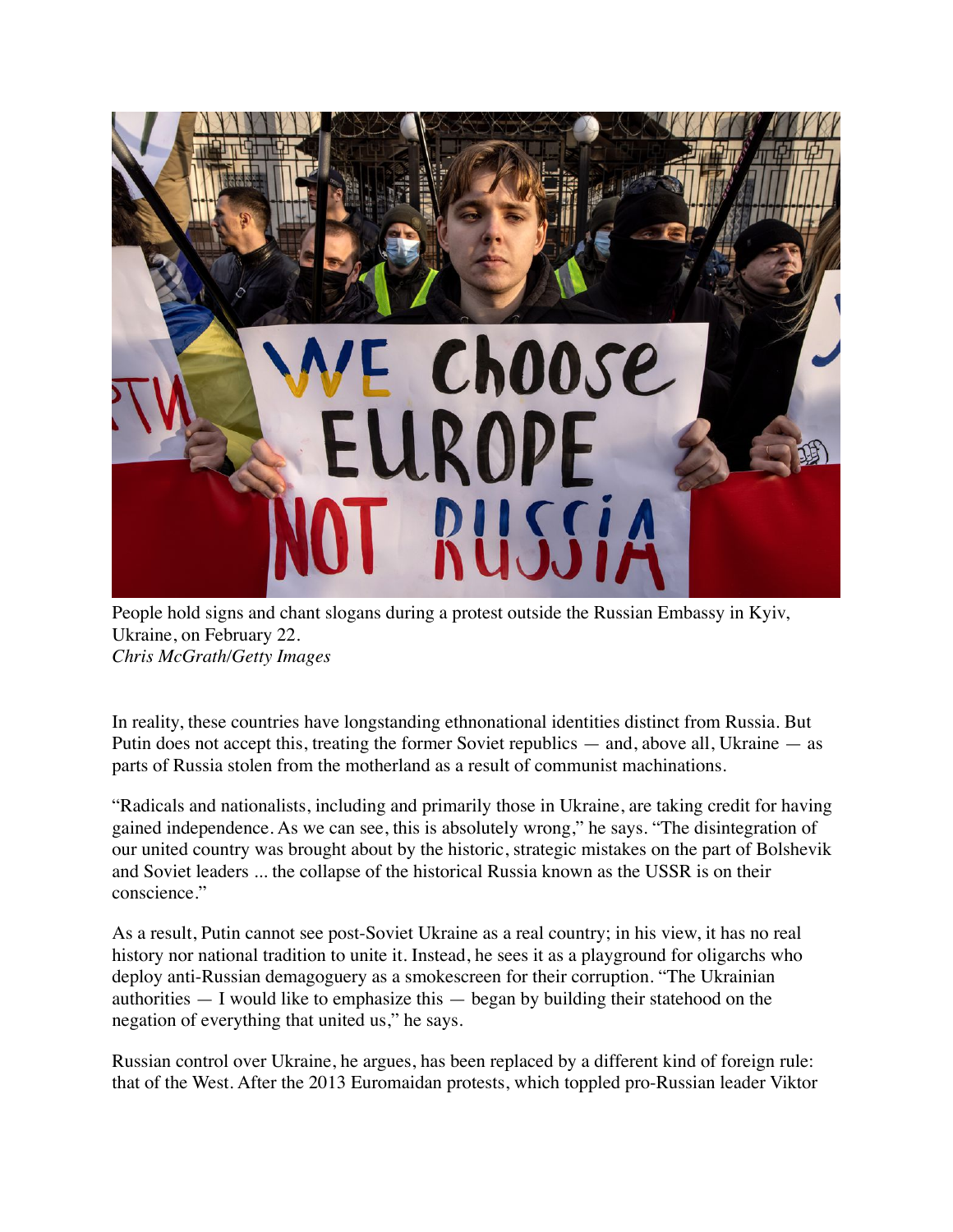People hold signs and chant slogans during a protest outside the Russian Embassy in Kyiv, Ukraine, on February 22.
*Chris McGrath/Getty Images*

In reality, these countries have longstanding ethnonational identities distinct from Russia. But Putin does not accept this, treating the former Soviet republics — and, above all, Ukraine — as parts of Russia stolen from the motherland as a result of communist machinations.

"Radicals and nationalists, including and primarily those in Ukraine, are taking credit for having gained independence. As we can see, this is absolutely wrong," he says. "The disintegration of our united country was brought about by the historic, strategic mistakes on the part of Bolshevik and Soviet leaders ... the collapse of the historical Russia known as the USSR is on their conscience."

As a result, Putin cannot see post-Soviet Ukraine as a real country; in his view, it has no real history nor national tradition to unite it. Instead, he sees it as a playground for oligarchs who deploy anti-Russian demagoguery as a smokescreen for their corruption. "The Ukrainian authorities — I would like to emphasize this — began by building their statehood on the negation of everything that united us," he says.

Russian control over Ukraine, he argues, has been replaced by a different kind of foreign rule: that of the West. After the 2013 Euromaidan protests, which toppled pro-Russian leader Viktor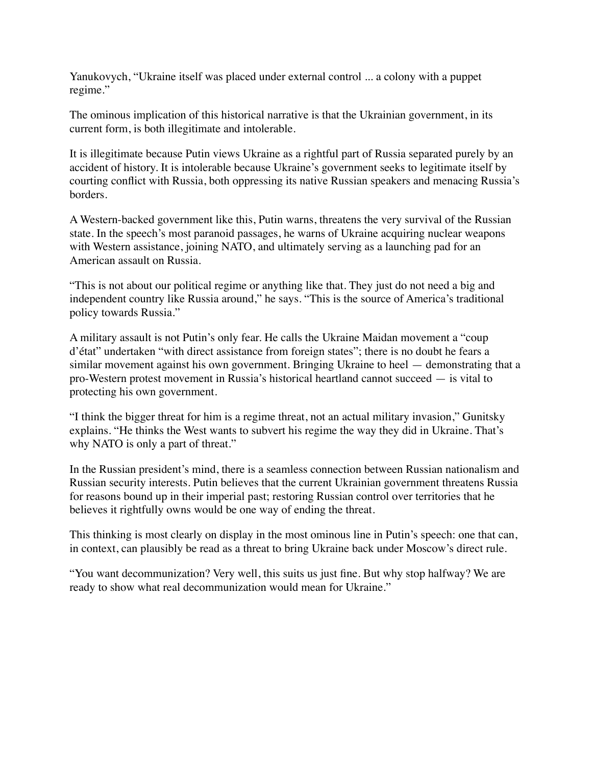Yanukovych, "Ukraine itself was placed under external control ... a colony with a puppet regime."

The ominous implication of this historical narrative is that the Ukrainian government, in its current form, is both illegitimate and intolerable.

It is illegitimate because Putin views Ukraine as a rightful part of Russia separated purely by an accident of history. It is intolerable because Ukraine's government seeks to legitimate itself by courting conflict with Russia, both oppressing its native Russian speakers and menacing Russia's borders.

A Western-backed government like this, Putin warns, threatens the very survival of the Russian state. In the speech's most paranoid passages, he warns of Ukraine acquiring nuclear weapons with Western assistance, joining NATO, and ultimately serving as a launching pad for an American assault on Russia.

"This is not about our political regime or anything like that. They just do not need a big and independent country like Russia around," he says. "This is the source of America's traditional policy towards Russia."

A military assault is not Putin's only fear. He calls the Ukraine Maidan movement a "coup d'état" undertaken "with direct assistance from foreign states"; there is no doubt he fears a similar movement against his own government. Bringing Ukraine to heel — demonstrating that a pro-Western protest movement in Russia's historical heartland cannot succeed — is vital to protecting his own government.

"I think the bigger threat for him is a regime threat, not an actual military invasion," Gunitsky explains. "He thinks the West wants to subvert his regime the way they did in Ukraine. That's why NATO is only a part of threat."

In the Russian president's mind, there is a seamless connection between Russian nationalism and Russian security interests. Putin believes that the current Ukrainian government threatens Russia for reasons bound up in their imperial past; restoring Russian control over territories that he believes it rightfully owns would be one way of ending the threat.

This thinking is most clearly on display in the most ominous line in Putin's speech: one that can, in context, can plausibly be read as a threat to bring Ukraine back under Moscow's direct rule.

"You want decommunization? Very well, this suits us just fine. But why stop halfway? We are ready to show what real decommunization would mean for Ukraine."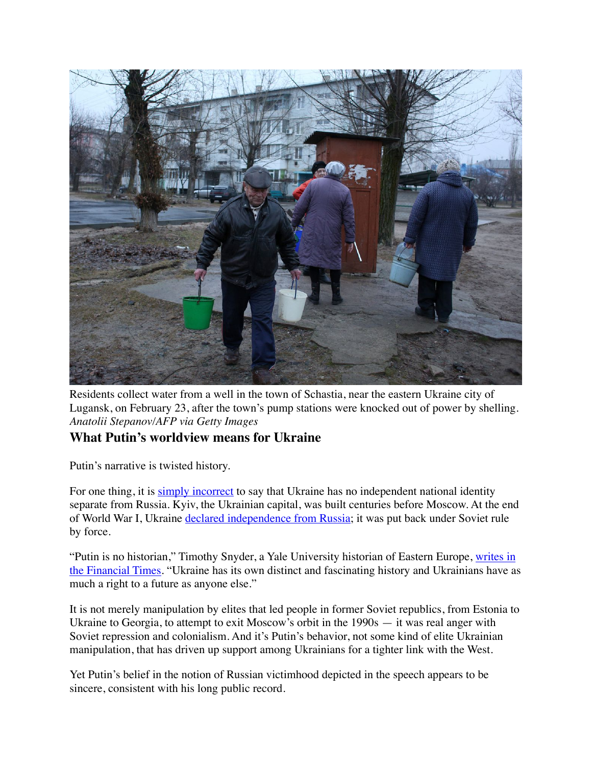Residents collect water from a well in the town of Schastia, near the eastern Ukraine city of Lugansk, on February 23, after the town's pump stations were knocked out of power by shelling. *Anatolii Stepanov/AFP via Getty Images*

## What Putin's worldview means for Ukraine

Putin's narrative is twisted history.

For one thing, it is simply incorrect to say that Ukraine has no independent national identity separate from Russia. Kyiv, the Ukrainian capital, was built centuries before Moscow. At the end of World War I, Ukraine declared independence from Russia; it was put back under Soviet rule by force.

"Putin is no historian," Timothy Snyder, a Yale University historian of Eastern Europe, writes in the Financial Times. "Ukraine has its own distinct and fascinating history and Ukrainians have as much a right to a future as anyone else."

It is not merely manipulation by elites that led people in former Soviet republics, from Estonia to Ukraine to Georgia, to attempt to exit Moscow's orbit in the 1990s — it was real anger with Soviet repression and colonialism. And it's Putin's behavior, not some kind of elite Ukrainian manipulation, that has driven up support among Ukrainians for a tighter link with the West.

Yet Putin's belief in the notion of Russian victimhood depicted in the speech appears to be sincere, consistent with his long public record.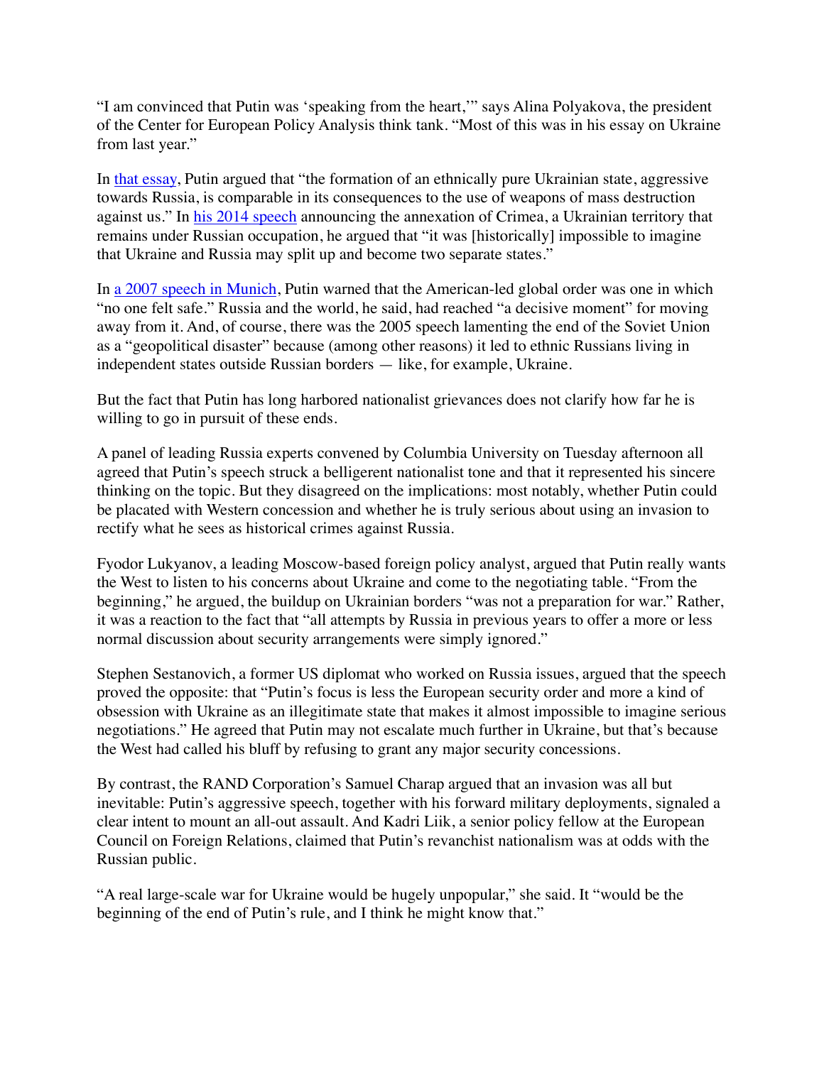"I am convinced that Putin was 'speaking from the heart,'" says Alina Polyakova, the president of the Center for European Policy Analysis think tank. "Most of this was in his essay on Ukraine from last year."

In that essay, Putin argued that "the formation of an ethnically pure Ukrainian state, aggressive towards Russia, is comparable in its consequences to the use of weapons of mass destruction against us." In his 2014 speech announcing the annexation of Crimea, a Ukrainian territory that remains under Russian occupation, he argued that "it was [historically] impossible to imagine that Ukraine and Russia may split up and become two separate states."

In a 2007 speech in Munich, Putin warned that the American-led global order was one in which "no one felt safe." Russia and the world, he said, had reached "a decisive moment" for moving away from it. And, of course, there was the 2005 speech lamenting the end of the Soviet Union as a "geopolitical disaster" because (among other reasons) it led to ethnic Russians living in independent states outside Russian borders — like, for example, Ukraine.

But the fact that Putin has long harbored nationalist grievances does not clarify how far he is willing to go in pursuit of these ends.

A panel of leading Russia experts convened by Columbia University on Tuesday afternoon all agreed that Putin's speech struck a belligerent nationalist tone and that it represented his sincere thinking on the topic. But they disagreed on the implications: most notably, whether Putin could be placated with Western concession and whether he is truly serious about using an invasion to rectify what he sees as historical crimes against Russia.

Fyodor Lukyanov, a leading Moscow-based foreign policy analyst, argued that Putin really wants the West to listen to his concerns about Ukraine and come to the negotiating table. "From the beginning," he argued, the buildup on Ukrainian borders "was not a preparation for war." Rather, it was a reaction to the fact that "all attempts by Russia in previous years to offer a more or less normal discussion about security arrangements were simply ignored."

Stephen Sestanovich, a former US diplomat who worked on Russia issues, argued that the speech proved the opposite: that "Putin's focus is less the European security order and more a kind of obsession with Ukraine as an illegitimate state that makes it almost impossible to imagine serious negotiations." He agreed that Putin may not escalate much further in Ukraine, but that's because the West had called his bluff by refusing to grant any major security concessions.

By contrast, the RAND Corporation's Samuel Charap argued that an invasion was all but inevitable: Putin's aggressive speech, together with his forward military deployments, signaled a clear intent to mount an all-out assault. And Kadri Liik, a senior policy fellow at the European Council on Foreign Relations, claimed that Putin's revanchist nationalism was at odds with the Russian public.

"A real large-scale war for Ukraine would be hugely unpopular," she said. It "would be the beginning of the end of Putin's rule, and I think he might know that."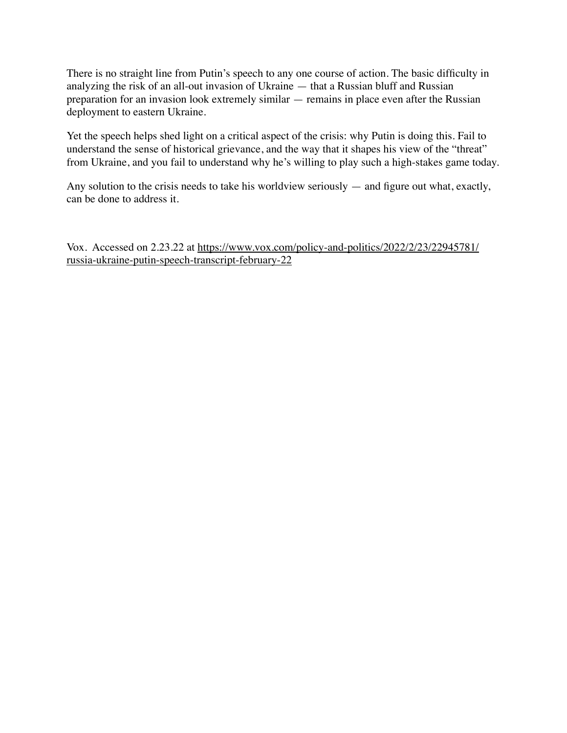There is no straight line from Putin's speech to any one course of action. The basic difficulty in analyzing the risk of an all-out invasion of Ukraine — that a Russian bluff and Russian preparation for an invasion look extremely similar — remains in place even after the Russian deployment to eastern Ukraine.

Yet the speech helps shed light on a critical aspect of the crisis: why Putin is doing this. Fail to understand the sense of historical grievance, and the way that it shapes his view of the "threat" from Ukraine, and you fail to understand why he's willing to play such a high-stakes game today.

Any solution to the crisis needs to take his worldview seriously — and figure out what, exactly, can be done to address it.

Vox. Accessed on 2.23.22 at https://www.vox.com/policy-and-politics/2022/2/23/22945781/russia-ukraine-putin-speech-transcript-february-22